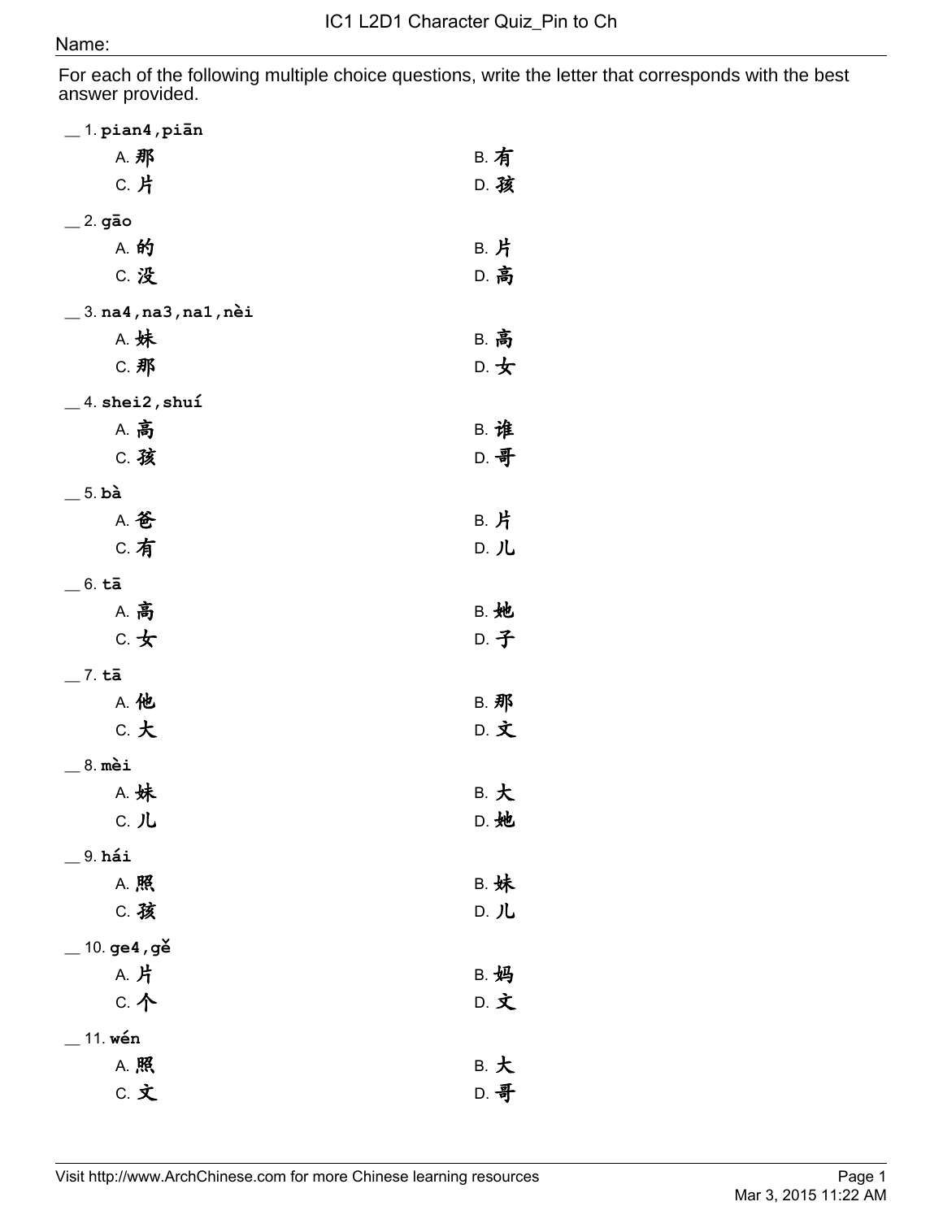IC1 L2D1 Character Quiz_Pin to Ch

Name:

For each of the following multiple choice questions, write the letter that corresponds with the best answer provided.

__ 1. **pian4,piān**

A. 那 B. 有
C. 片 D. 孩

__ 2. **gāo**

A. 的 B. 片
C. 没 D. 高

__ 3. **na4,na3,na1,nèi**

A. 妹 B. 高
C. 那 D. 女

__ 4. **shei2,shuí**

A. 高 B. 谁
C. 孩 D. 哥

__ 5. **bà**

A. 爸 B. 片
C. 有 D. 儿

__ 6. **tā**

A. 高 B. 她
C. 女 D. 子

__ 7. **tā**

A. 他 B. 那
C. 大 D. 文

__ 8. **mèi**

A. 妹 B. 大
C. 儿 D. 她

__ 9. **hái**

A. 照 B. 妹
C. 孩 D. 儿

__ 10. **ge4,gě**

A. 片 B. 妈
C. 个 D. 文

__ 11. **wén**

A. 照 B. 大
C. 文 D. 哥

Visit http://www.ArchChinese.com for more Chinese learning resources

Mar 3, 2015 11:22 AM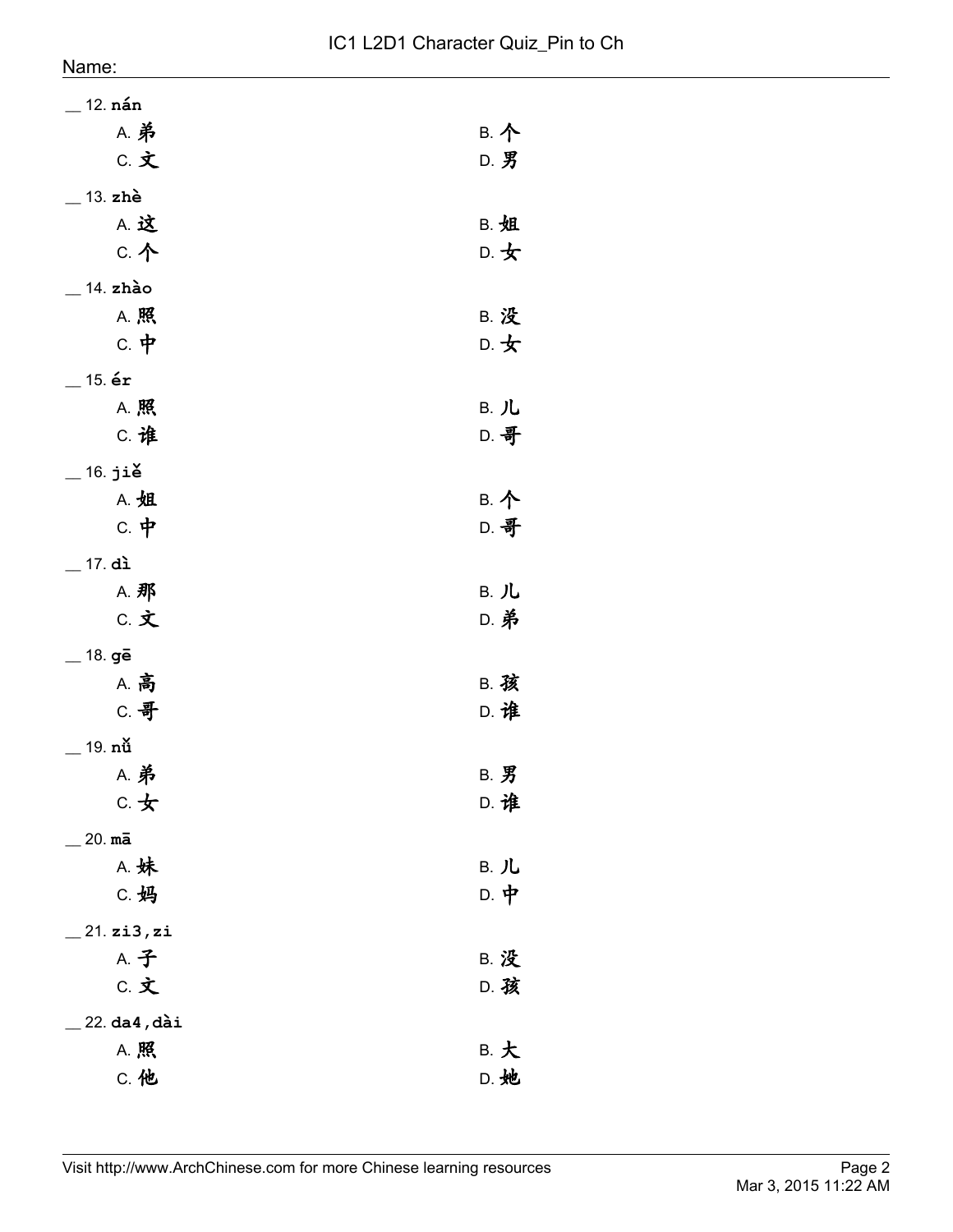# IC1 L2D1 Character Quiz_Pin to Ch

Name:

__ 12. **nán**

A. 弟  B. 个
C. 文  D. 男

__ 13. **zhè**

A. 这  B. 姐
C. 个  D. 女

__ 14. **zhào**

A. 照  B. 没
C. 中  D. 女

__ 15. **ér**

A. 照  B. 儿
C. 谁  D. 哥

__ 16. **jiě**

A. 姐  B. 个
C. 中  D. 哥

__ 17. **dì**

A. 那  B. 儿
C. 文  D. 弟

__ 18. **gē**

A. 高  B. 孩
C. 哥  D. 谁

__ 19. **nǚ**

A. 弟  B. 男
C. 女  D. 谁

__ 20. **mā**

A. 妹  B. 儿
C. 妈  D. 中

__ 21. **zi3,zi**

A. 子  B. 没
C. 文  D. 孩

__ 22. **da4,dài**

A. 照  B. 大
C. 他  D. 她

Visit http://www.ArchChinese.com for more Chinese learning resources

Mar 3, 2015 11:22 AM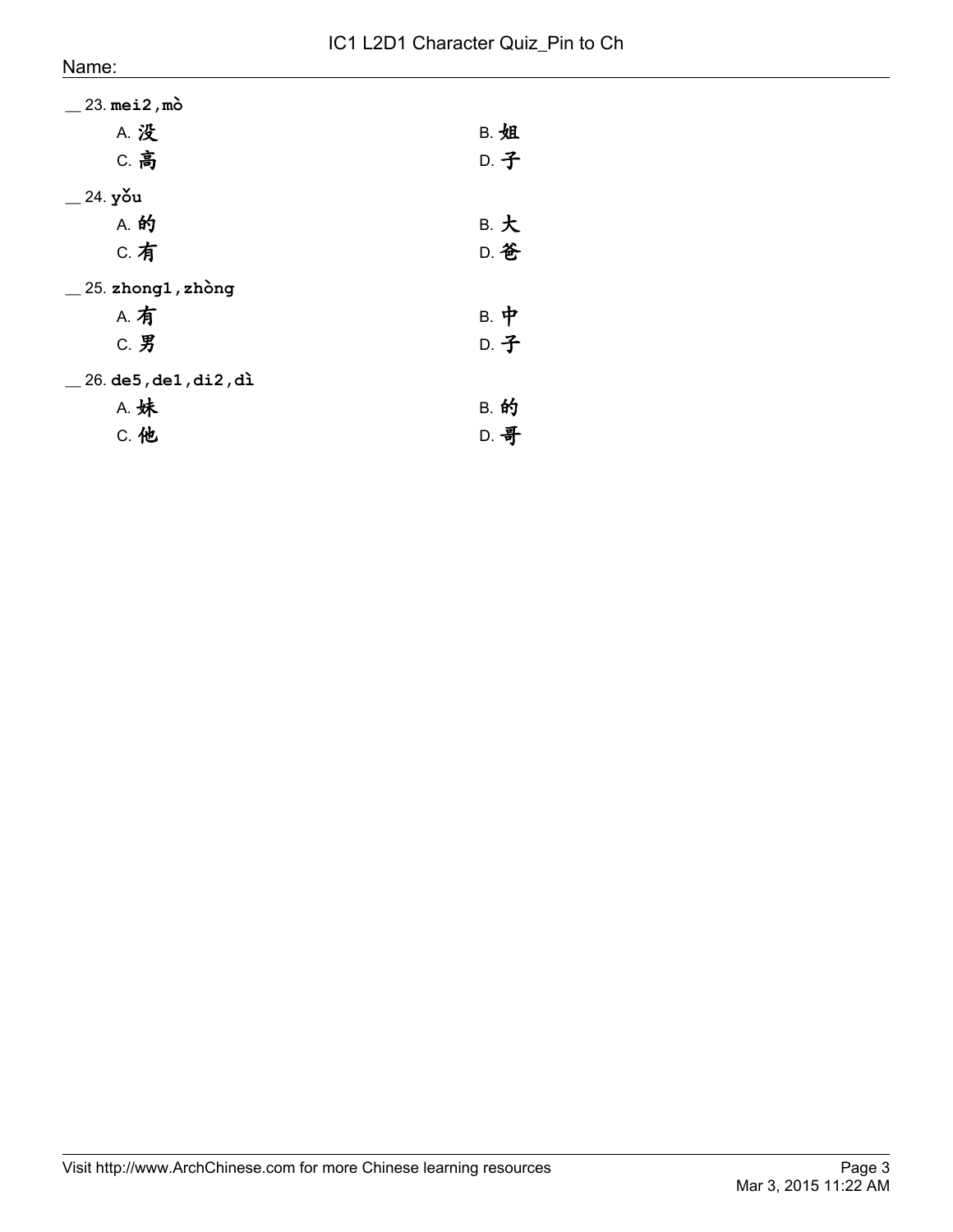Name:

__ 23. **mei2,mò**

A. 没　　B. 姐
C. 高　　D. 子

__ 24. **yǒu**

A. 的　　B. 大
C. 有　　D. 爸

__ 25. **zhong1,zhòng**

A. 有　　B. 中
C. 男　　D. 子

__ 26. **de5,de1,di2,dì**

A. 妹　　B. 的
C. 他　　D. 哥